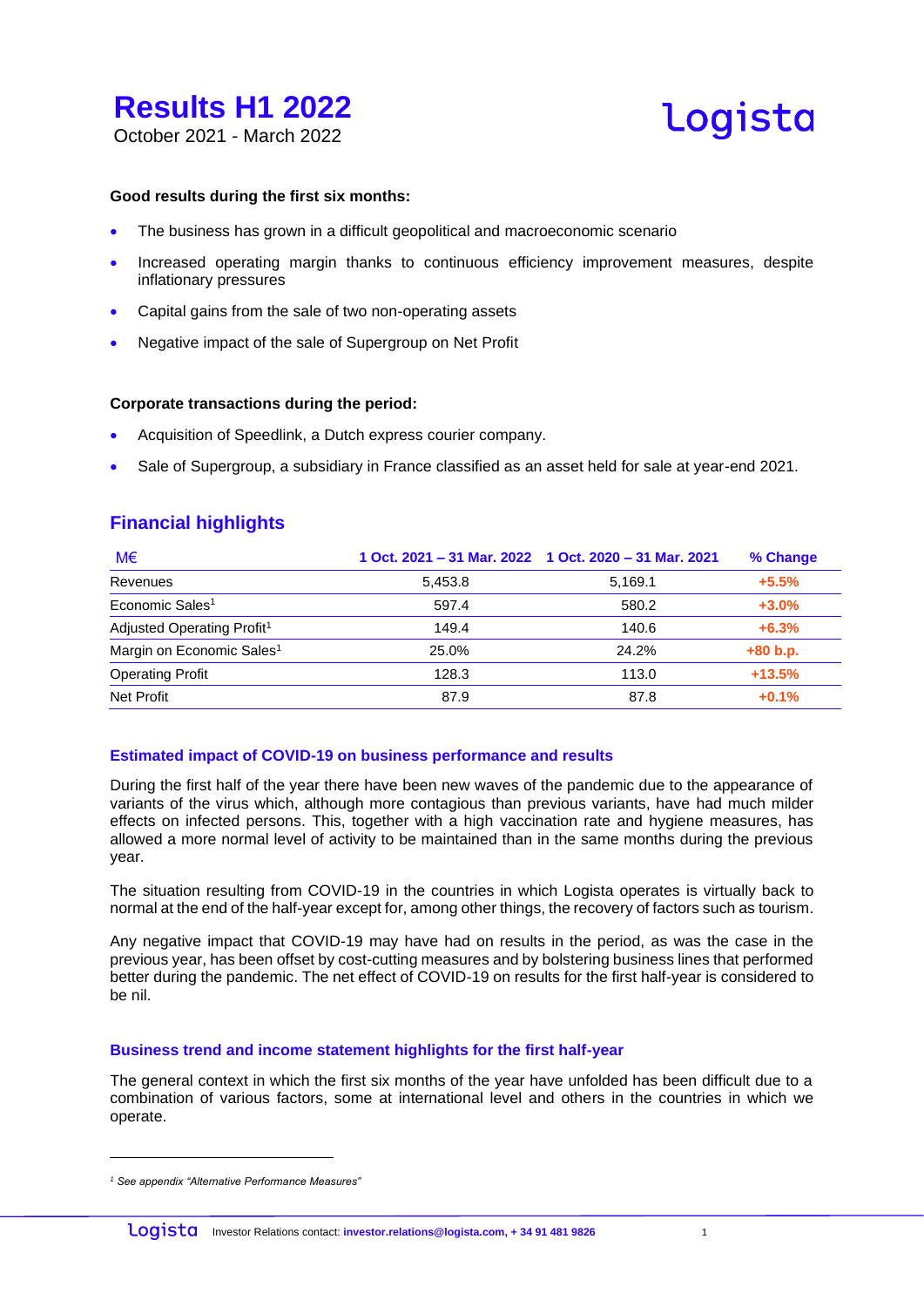# Results H1 2022

October 2021 - March 2022

**Good results during the first six months:**

- The business has grown in a difficult geopolitical and macroeconomic scenario
- Increased operating margin thanks to continuous efficiency improvement measures, despite inflationary pressures
- Capital gains from the sale of two non-operating assets
- Negative impact of the sale of Supergroup on Net Profit

**Corporate transactions during the period:**

- Acquisition of Speedlink, a Dutch express courier company.
- Sale of Supergroup, a subsidiary in France classified as an asset held for sale at year-end 2021.

## Financial highlights

| M€ | 1 Oct. 2021 – 31 Mar. 2022 | 1 Oct. 2020 – 31 Mar. 2021 | % Change |
|---|---|---|---|
| Revenues | 5,453.8 | 5,169.1 | +5.5% |
| Economic Sales[1] | 597.4 | 580.2 | +3.0% |
| Adjusted Operating Profit[1] | 149.4 | 140.6 | +6.3% |
| Margin on Economic Sales[1] | 25.0% | 24.2% | +80 b.p. |
| Operating Profit | 128.3 | 113.0 | +13.5% |
| Net Profit | 87.9 | 87.8 | +0.1% |

### Estimated impact of COVID-19 on business performance and results

During the first half of the year there have been new waves of the pandemic due to the appearance of variants of the virus which, although more contagious than previous variants, have had much milder effects on infected persons. This, together with a high vaccination rate and hygiene measures, has allowed a more normal level of activity to be maintained than in the same months during the previous year.

The situation resulting from COVID-19 in the countries in which Logista operates is virtually back to normal at the end of the half-year except for, among other things, the recovery of factors such as tourism.

Any negative impact that COVID-19 may have had on results in the period, as was the case in the previous year, has been offset by cost-cutting measures and by bolstering business lines that performed better during the pandemic. The net effect of COVID-19 on results for the first half-year is considered to be nil.

### Business trend and income statement highlights for the first half-year

The general context in which the first six months of the year have unfolded has been difficult due to a combination of various factors, some at international level and others in the countries in which we operate.

[1] *See appendix "Alternative Performance Measures"*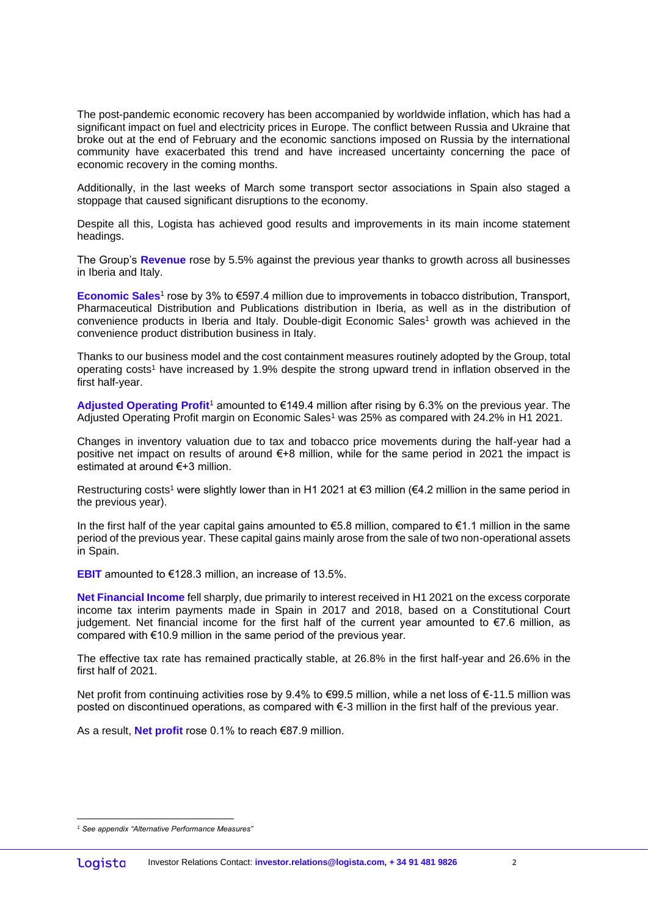The post-pandemic economic recovery has been accompanied by worldwide inflation, which has had a significant impact on fuel and electricity prices in Europe. The conflict between Russia and Ukraine that broke out at the end of February and the economic sanctions imposed on Russia by the international community have exacerbated this trend and have increased uncertainty concerning the pace of economic recovery in the coming months.

Additionally, in the last weeks of March some transport sector associations in Spain also staged a stoppage that caused significant disruptions to the economy.

Despite all this, Logista has achieved good results and improvements in its main income statement headings.

The Group's **Revenue** rose by 5.5% against the previous year thanks to growth across all businesses in Iberia and Italy.

**Economic Sales**[1] rose by 3% to €597.4 million due to improvements in tobacco distribution, Transport, Pharmaceutical Distribution and Publications distribution in Iberia, as well as in the distribution of convenience products in Iberia and Italy. Double-digit Economic Sales[1] growth was achieved in the convenience product distribution business in Italy.

Thanks to our business model and the cost containment measures routinely adopted by the Group, total operating costs[1] have increased by 1.9% despite the strong upward trend in inflation observed in the first half-year.

**Adjusted Operating Profit**[1] amounted to €149.4 million after rising by 6.3% on the previous year. The Adjusted Operating Profit margin on Economic Sales[1] was 25% as compared with 24.2% in H1 2021.

Changes in inventory valuation due to tax and tobacco price movements during the half-year had a positive net impact on results of around €+8 million, while for the same period in 2021 the impact is estimated at around €+3 million.

Restructuring costs[1] were slightly lower than in H1 2021 at €3 million (€4.2 million in the same period in the previous year).

In the first half of the year capital gains amounted to €5.8 million, compared to €1.1 million in the same period of the previous year. These capital gains mainly arose from the sale of two non-operational assets in Spain.

**EBIT** amounted to €128.3 million, an increase of 13.5%.

**Net Financial Income** fell sharply, due primarily to interest received in H1 2021 on the excess corporate income tax interim payments made in Spain in 2017 and 2018, based on a Constitutional Court judgement. Net financial income for the first half of the current year amounted to €7.6 million, as compared with €10.9 million in the same period of the previous year.

The effective tax rate has remained practically stable, at 26.8% in the first half-year and 26.6% in the first half of 2021.

Net profit from continuing activities rose by 9.4% to €99.5 million, while a net loss of €-11.5 million was posted on discontinued operations, as compared with €-3 million in the first half of the previous year.

As a result, **Net profit** rose 0.1% to reach €87.9 million.

---

[1] *See appendix "Alternative Performance Measures"*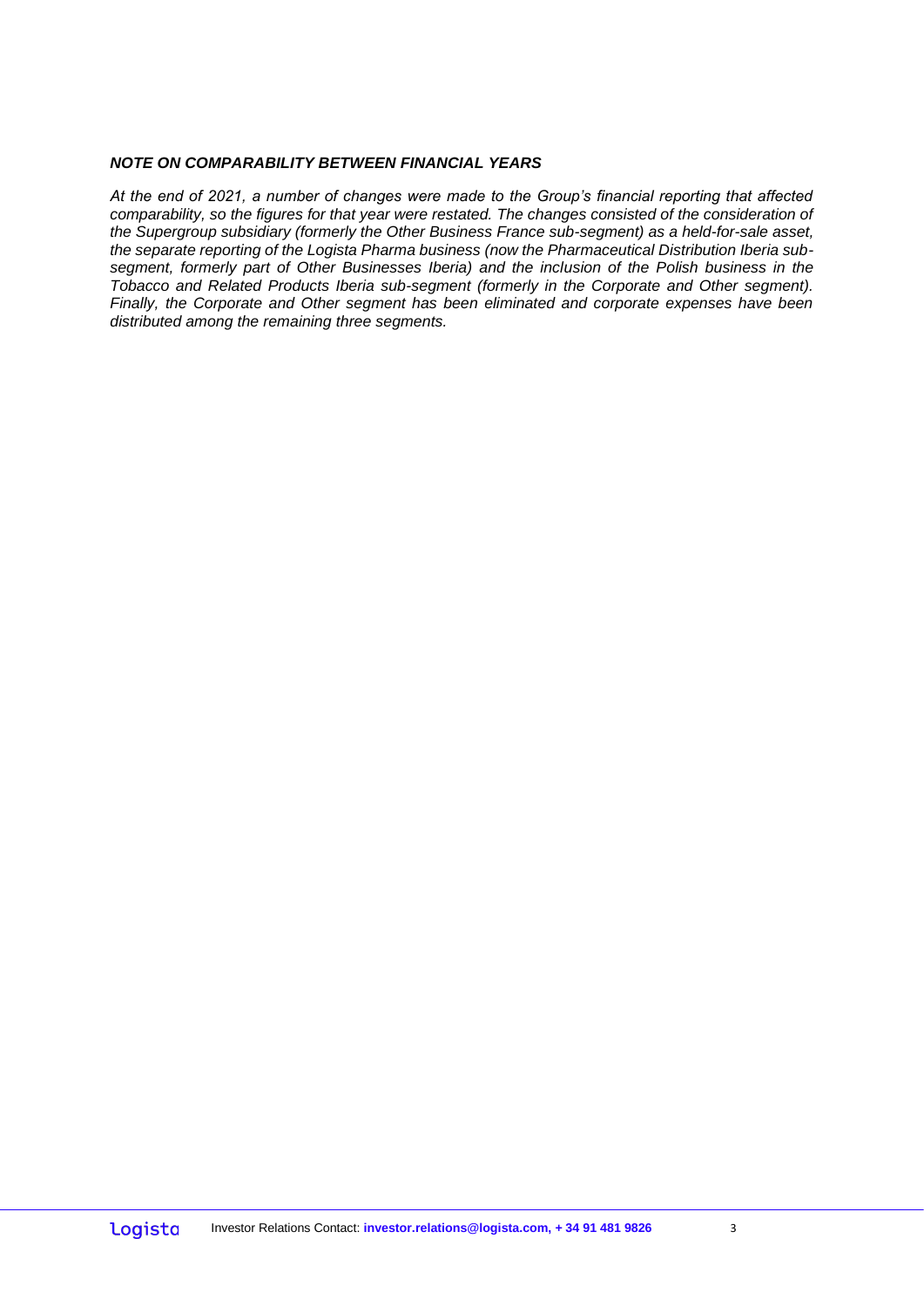***NOTE ON COMPARABILITY BETWEEN FINANCIAL YEARS***

*At the end of 2021, a number of changes were made to the Group's financial reporting that affected comparability, so the figures for that year were restated. The changes consisted of the consideration of the Supergroup subsidiary (formerly the Other Business France sub-segment) as a held-for-sale asset, the separate reporting of the Logista Pharma business (now the Pharmaceutical Distribution Iberia sub-segment, formerly part of Other Businesses Iberia) and the inclusion of the Polish business in the Tobacco and Related Products Iberia sub-segment (formerly in the Corporate and Other segment). Finally, the Corporate and Other segment has been eliminated and corporate expenses have been distributed among the remaining three segments.*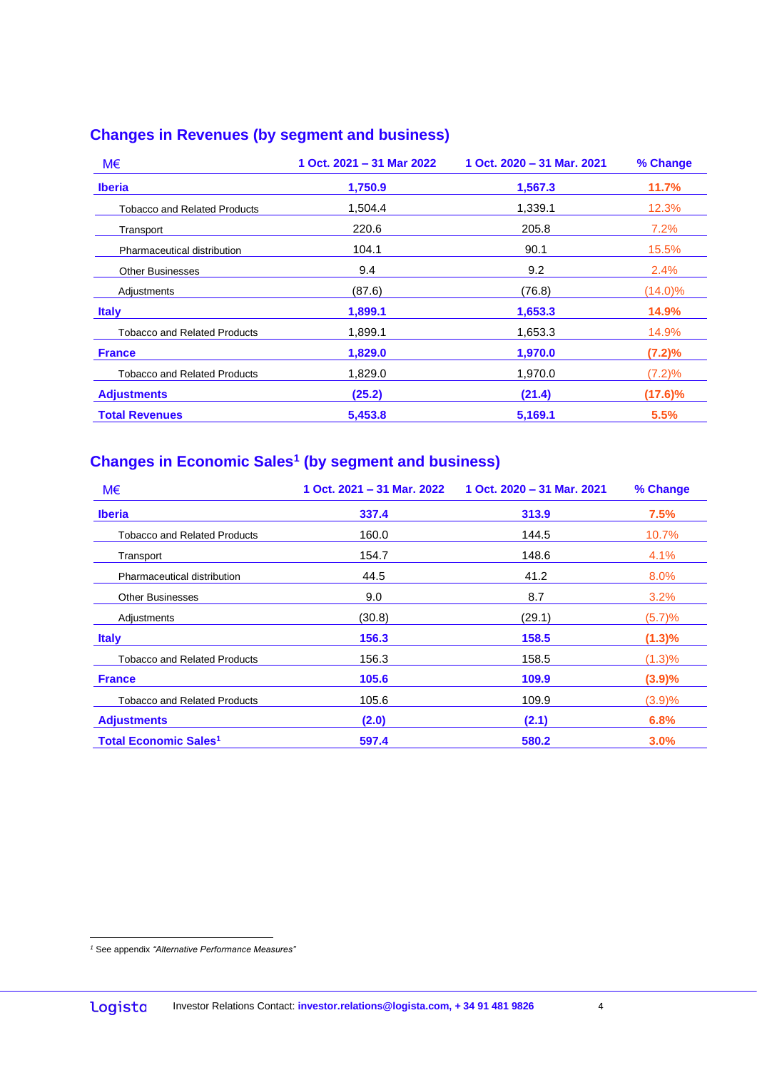## Changes in Revenues (by segment and business)

| M€ | 1 Oct. 2021 – 31 Mar 2022 | 1 Oct. 2020 – 31 Mar. 2021 | % Change |
|---|---|---|---|
| **Iberia** | **1,750.9** | **1,567.3** | **11.7%** |
| Tobacco and Related Products | 1,504.4 | 1,339.1 | 12.3% |
| Transport | 220.6 | 205.8 | 7.2% |
| Pharmaceutical distribution | 104.1 | 90.1 | 15.5% |
| Other Businesses | 9.4 | 9.2 | 2.4% |
| Adjustments | (87.6) | (76.8) | (14.0)% |
| **Italy** | **1,899.1** | **1,653.3** | **14.9%** |
| Tobacco and Related Products | 1,899.1 | 1,653.3 | 14.9% |
| **France** | **1,829.0** | **1,970.0** | **(7.2)%** |
| Tobacco and Related Products | 1,829.0 | 1,970.0 | (7.2)% |
| **Adjustments** | **(25.2)** | **(21.4)** | **(17.6)%** |
| **Total Revenues** | **5,453.8** | **5,169.1** | **5.5%** |

## Changes in Economic Sales[1] (by segment and business)

| M€ | 1 Oct. 2021 – 31 Mar. 2022 | 1 Oct. 2020 – 31 Mar. 2021 | % Change |
|---|---|---|---|
| **Iberia** | **337.4** | **313.9** | **7.5%** |
| Tobacco and Related Products | 160.0 | 144.5 | 10.7% |
| Transport | 154.7 | 148.6 | 4.1% |
| Pharmaceutical distribution | 44.5 | 41.2 | 8.0% |
| Other Businesses | 9.0 | 8.7 | 3.2% |
| Adjustments | (30.8) | (29.1) | (5.7)% |
| **Italy** | **156.3** | **158.5** | **(1.3)%** |
| Tobacco and Related Products | 156.3 | 158.5 | (1.3)% |
| **France** | **105.6** | **109.9** | **(3.9)%** |
| Tobacco and Related Products | 105.6 | 109.9 | (3.9)% |
| **Adjustments** | **(2.0)** | **(2.1)** | **6.8%** |
| **Total Economic Sales[1]** | **597.4** | **580.2** | **3.0%** |

[1] See appendix *"Alternative Performance Measures"*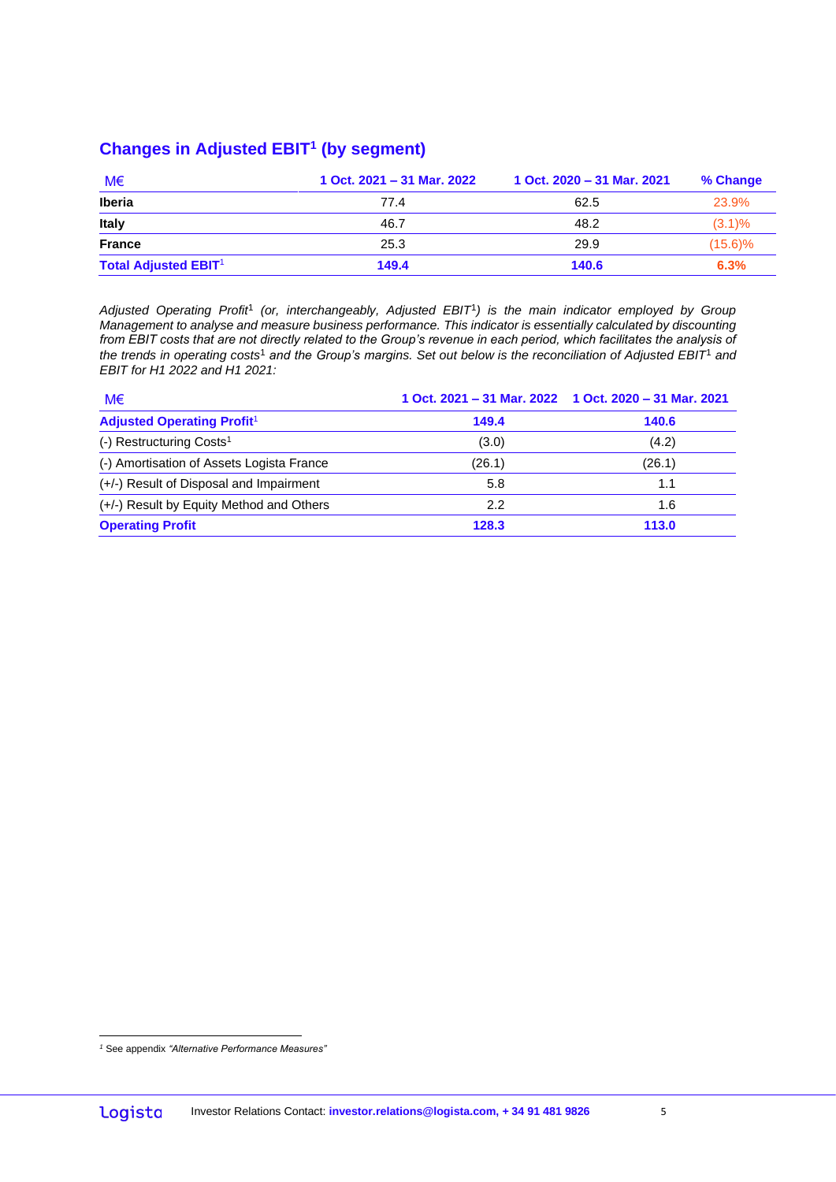## Changes in Adjusted EBIT[1] (by segment)

| M€ | 1 Oct. 2021 – 31 Mar. 2022 | 1 Oct. 2020 – 31 Mar. 2021 | % Change |
|---|---|---|---|
| **Iberia** | 77.4 | 62.5 | 23.9% |
| **Italy** | 46.7 | 48.2 | (3.1)% |
| **France** | 25.3 | 29.9 | (15.6)% |
| **Total Adjusted EBIT[1]** | **149.4** | **140.6** | **6.3%** |

*Adjusted Operating Profit[1] (or, interchangeably, Adjusted EBIT[1]) is the main indicator employed by Group Management to analyse and measure business performance. This indicator is essentially calculated by discounting from EBIT costs that are not directly related to the Group's revenue in each period, which facilitates the analysis of the trends in operating costs[1] and the Group's margins. Set out below is the reconciliation of Adjusted EBIT[1] and EBIT for H1 2022 and H1 2021:*

| M€ | 1 Oct. 2021 – 31 Mar. 2022 | 1 Oct. 2020 – 31 Mar. 2021 |
|---|---|---|
| **Adjusted Operating Profit[1]** | **149.4** | **140.6** |
| (-) Restructuring Costs[1] | (3.0) | (4.2) |
| (-) Amortisation of Assets Logista France | (26.1) | (26.1) |
| (+/-) Result of Disposal and Impairment | 5.8 | 1.1 |
| (+/-) Result by Equity Method and Others | 2.2 | 1.6 |
| **Operating Profit** | **128.3** | **113.0** |

[1] See appendix *"Alternative Performance Measures"*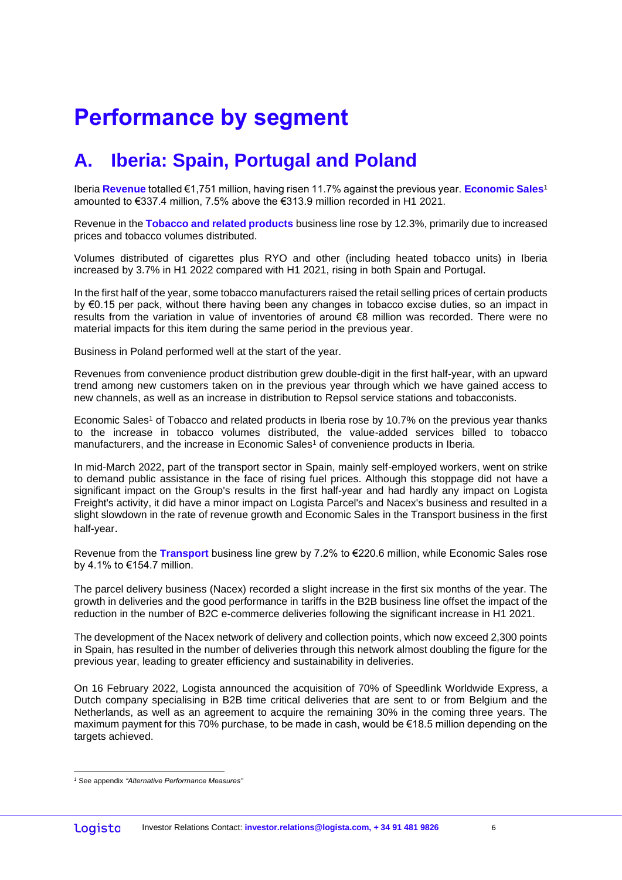# Performance by segment

## A. Iberia: Spain, Portugal and Poland

Iberia **Revenue** totalled €1,751 million, having risen 11.7% against the previous year. **Economic Sales**[1] amounted to €337.4 million, 7.5% above the €313.9 million recorded in H1 2021.

Revenue in the **Tobacco and related products** business line rose by 12.3%, primarily due to increased prices and tobacco volumes distributed.

Volumes distributed of cigarettes plus RYO and other (including heated tobacco units) in Iberia increased by 3.7% in H1 2022 compared with H1 2021, rising in both Spain and Portugal.

In the first half of the year, some tobacco manufacturers raised the retail selling prices of certain products by €0.15 per pack, without there having been any changes in tobacco excise duties, so an impact in results from the variation in value of inventories of around €8 million was recorded. There were no material impacts for this item during the same period in the previous year.

Business in Poland performed well at the start of the year.

Revenues from convenience product distribution grew double-digit in the first half-year, with an upward trend among new customers taken on in the previous year through which we have gained access to new channels, as well as an increase in distribution to Repsol service stations and tobacconists.

Economic Sales[1] of Tobacco and related products in Iberia rose by 10.7% on the previous year thanks to the increase in tobacco volumes distributed, the value-added services billed to tobacco manufacturers, and the increase in Economic Sales[1] of convenience products in Iberia.

In mid-March 2022, part of the transport sector in Spain, mainly self-employed workers, went on strike to demand public assistance in the face of rising fuel prices. Although this stoppage did not have a significant impact on the Group's results in the first half-year and had hardly any impact on Logista Freight's activity, it did have a minor impact on Logista Parcel's and Nacex's business and resulted in a slight slowdown in the rate of revenue growth and Economic Sales in the Transport business in the first half-year.

Revenue from the **Transport** business line grew by 7.2% to €220.6 million, while Economic Sales rose by 4.1% to €154.7 million.

The parcel delivery business (Nacex) recorded a slight increase in the first six months of the year. The growth in deliveries and the good performance in tariffs in the B2B business line offset the impact of the reduction in the number of B2C e-commerce deliveries following the significant increase in H1 2021.

The development of the Nacex network of delivery and collection points, which now exceed 2,300 points in Spain, has resulted in the number of deliveries through this network almost doubling the figure for the previous year, leading to greater efficiency and sustainability in deliveries.

On 16 February 2022, Logista announced the acquisition of 70% of Speedlink Worldwide Express, a Dutch company specialising in B2B time critical deliveries that are sent to or from Belgium and the Netherlands, as well as an agreement to acquire the remaining 30% in the coming three years. The maximum payment for this 70% purchase, to be made in cash, would be €18.5 million depending on the targets achieved.

---

[1] See appendix *"Alternative Performance Measures"*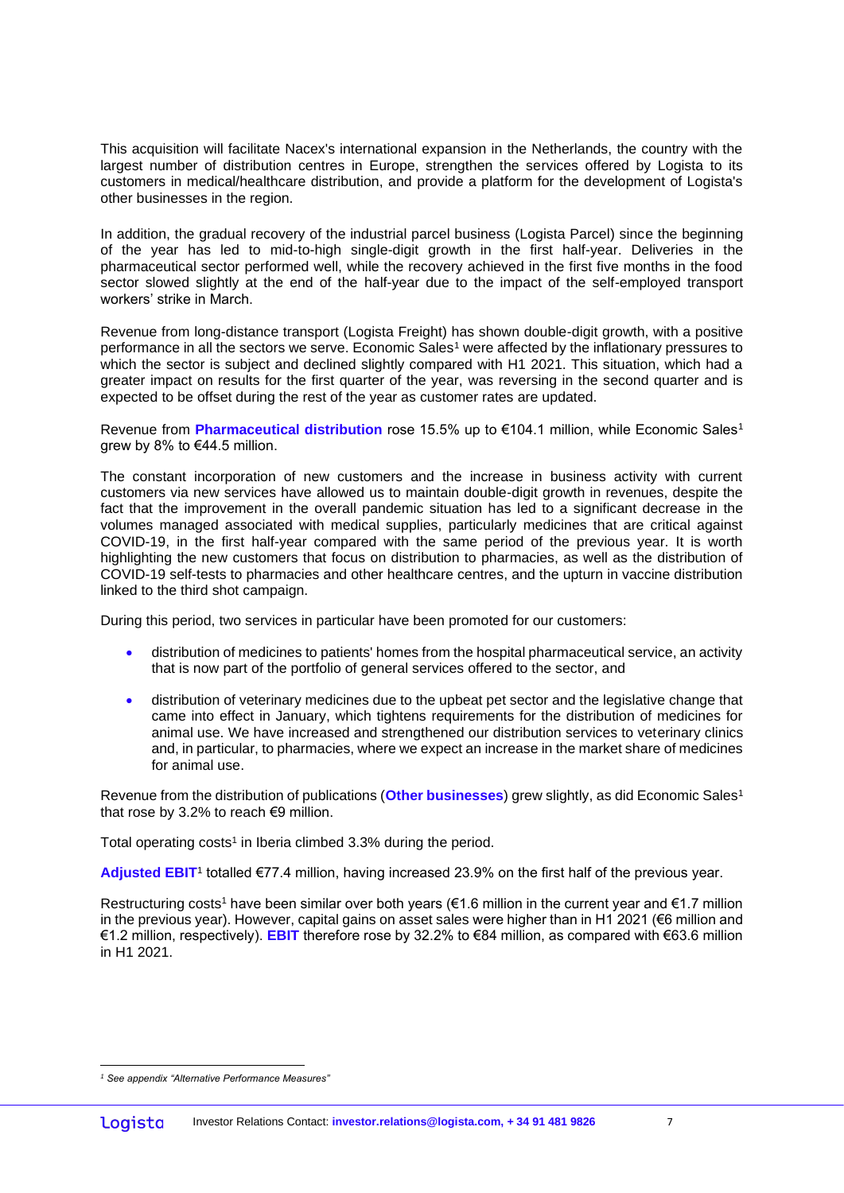This acquisition will facilitate Nacex's international expansion in the Netherlands, the country with the largest number of distribution centres in Europe, strengthen the services offered by Logista to its customers in medical/healthcare distribution, and provide a platform for the development of Logista's other businesses in the region.

In addition, the gradual recovery of the industrial parcel business (Logista Parcel) since the beginning of the year has led to mid-to-high single-digit growth in the first half-year. Deliveries in the pharmaceutical sector performed well, while the recovery achieved in the first five months in the food sector slowed slightly at the end of the half-year due to the impact of the self-employed transport workers' strike in March.

Revenue from long-distance transport (Logista Freight) has shown double-digit growth, with a positive performance in all the sectors we serve. Economic Sales[1] were affected by the inflationary pressures to which the sector is subject and declined slightly compared with H1 2021. This situation, which had a greater impact on results for the first quarter of the year, was reversing in the second quarter and is expected to be offset during the rest of the year as customer rates are updated.

Revenue from **Pharmaceutical distribution** rose 15.5% up to €104.1 million, while Economic Sales[1] grew by 8% to €44.5 million.

The constant incorporation of new customers and the increase in business activity with current customers via new services have allowed us to maintain double-digit growth in revenues, despite the fact that the improvement in the overall pandemic situation has led to a significant decrease in the volumes managed associated with medical supplies, particularly medicines that are critical against COVID-19, in the first half-year compared with the same period of the previous year. It is worth highlighting the new customers that focus on distribution to pharmacies, as well as the distribution of COVID-19 self-tests to pharmacies and other healthcare centres, and the upturn in vaccine distribution linked to the third shot campaign.

During this period, two services in particular have been promoted for our customers:

- distribution of medicines to patients' homes from the hospital pharmaceutical service, an activity that is now part of the portfolio of general services offered to the sector, and
- distribution of veterinary medicines due to the upbeat pet sector and the legislative change that came into effect in January, which tightens requirements for the distribution of medicines for animal use. We have increased and strengthened our distribution services to veterinary clinics and, in particular, to pharmacies, where we expect an increase in the market share of medicines for animal use.

Revenue from the distribution of publications (**Other businesses**) grew slightly, as did Economic Sales[1] that rose by 3.2% to reach €9 million.

Total operating costs[1] in Iberia climbed 3.3% during the period.

**Adjusted EBIT**[1] totalled €77.4 million, having increased 23.9% on the first half of the previous year.

Restructuring costs[1] have been similar over both years (€1.6 million in the current year and €1.7 million in the previous year). However, capital gains on asset sales were higher than in H1 2021 (€6 million and €1.2 million, respectively). **EBIT** therefore rose by 32.2% to €84 million, as compared with €63.6 million in H1 2021.

[1] *See appendix "Alternative Performance Measures"*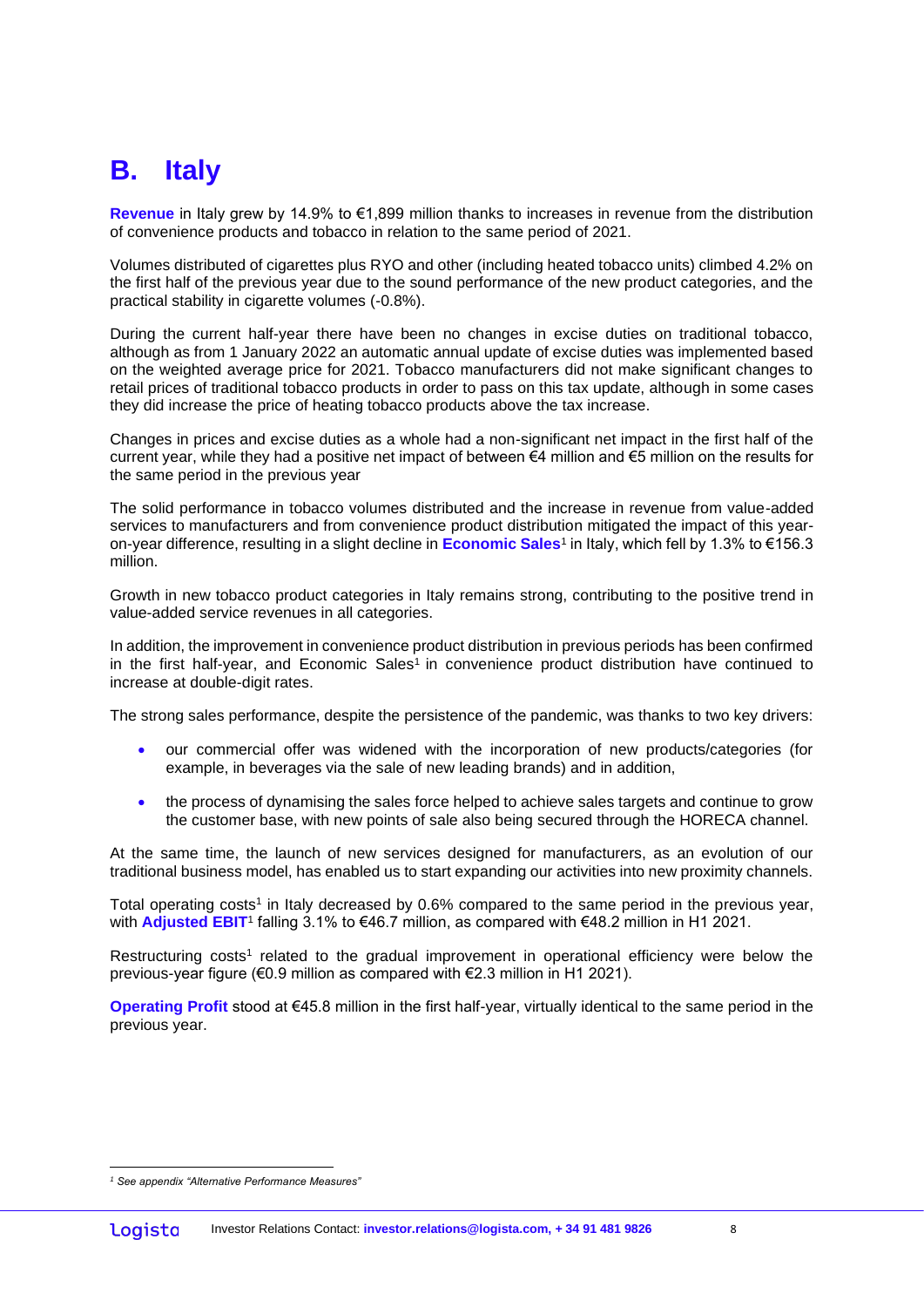## B. Italy

**Revenue** in Italy grew by 14.9% to €1,899 million thanks to increases in revenue from the distribution of convenience products and tobacco in relation to the same period of 2021.

Volumes distributed of cigarettes plus RYO and other (including heated tobacco units) climbed 4.2% on the first half of the previous year due to the sound performance of the new product categories, and the practical stability in cigarette volumes (-0.8%).

During the current half-year there have been no changes in excise duties on traditional tobacco, although as from 1 January 2022 an automatic annual update of excise duties was implemented based on the weighted average price for 2021. Tobacco manufacturers did not make significant changes to retail prices of traditional tobacco products in order to pass on this tax update, although in some cases they did increase the price of heating tobacco products above the tax increase.

Changes in prices and excise duties as a whole had a non-significant net impact in the first half of the current year, while they had a positive net impact of between €4 million and €5 million on the results for the same period in the previous year

The solid performance in tobacco volumes distributed and the increase in revenue from value-added services to manufacturers and from convenience product distribution mitigated the impact of this year-on-year difference, resulting in a slight decline in **Economic Sales**[1] in Italy, which fell by 1.3% to €156.3 million.

Growth in new tobacco product categories in Italy remains strong, contributing to the positive trend in value-added service revenues in all categories.

In addition, the improvement in convenience product distribution in previous periods has been confirmed in the first half-year, and Economic Sales[1] in convenience product distribution have continued to increase at double-digit rates.

The strong sales performance, despite the persistence of the pandemic, was thanks to two key drivers:

- our commercial offer was widened with the incorporation of new products/categories (for example, in beverages via the sale of new leading brands) and in addition,
- the process of dynamising the sales force helped to achieve sales targets and continue to grow the customer base, with new points of sale also being secured through the HORECA channel.

At the same time, the launch of new services designed for manufacturers, as an evolution of our traditional business model, has enabled us to start expanding our activities into new proximity channels.

Total operating costs[1] in Italy decreased by 0.6% compared to the same period in the previous year, with **Adjusted EBIT**[1] falling 3.1% to €46.7 million, as compared with €48.2 million in H1 2021.

Restructuring costs[1] related to the gradual improvement in operational efficiency were below the previous-year figure (€0.9 million as compared with €2.3 million in H1 2021).

**Operating Profit** stood at €45.8 million in the first half-year, virtually identical to the same period in the previous year.

---

*[1] See appendix "Alternative Performance Measures"*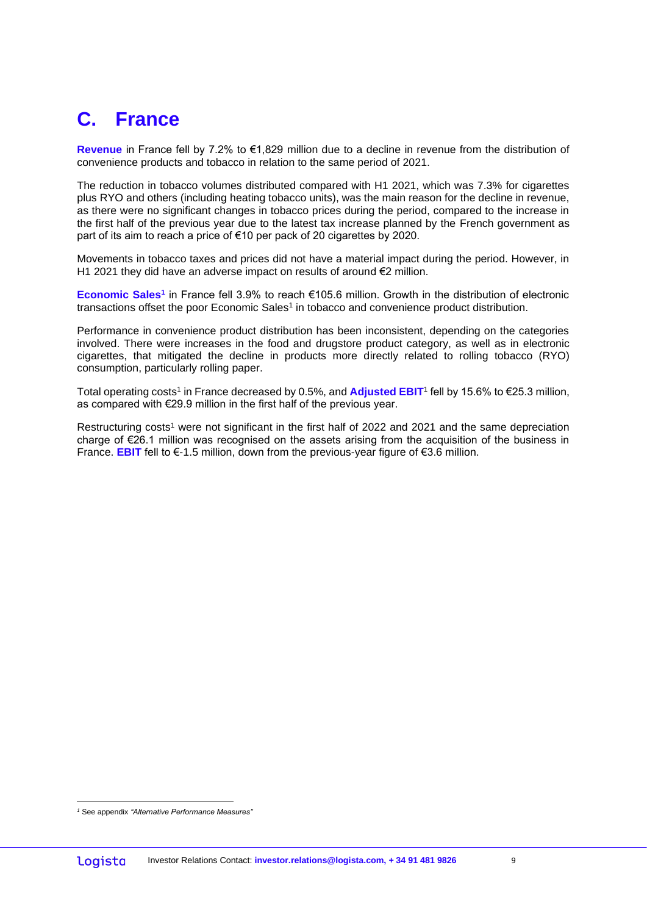# C. France

**Revenue** in France fell by 7.2% to €1,829 million due to a decline in revenue from the distribution of convenience products and tobacco in relation to the same period of 2021.

The reduction in tobacco volumes distributed compared with H1 2021, which was 7.3% for cigarettes plus RYO and others (including heating tobacco units), was the main reason for the decline in revenue, as there were no significant changes in tobacco prices during the period, compared to the increase in the first half of the previous year due to the latest tax increase planned by the French government as part of its aim to reach a price of €10 per pack of 20 cigarettes by 2020.

Movements in tobacco taxes and prices did not have a material impact during the period. However, in H1 2021 they did have an adverse impact on results of around €2 million.

**Economic Sales**[1] in France fell 3.9% to reach €105.6 million. Growth in the distribution of electronic transactions offset the poor Economic Sales[1] in tobacco and convenience product distribution.

Performance in convenience product distribution has been inconsistent, depending on the categories involved. There were increases in the food and drugstore product category, as well as in electronic cigarettes, that mitigated the decline in products more directly related to rolling tobacco (RYO) consumption, particularly rolling paper.

Total operating costs[1] in France decreased by 0.5%, and **Adjusted EBIT**[1] fell by 15.6% to €25.3 million, as compared with €29.9 million in the first half of the previous year.

Restructuring costs[1] were not significant in the first half of 2022 and 2021 and the same depreciation charge of €26.1 million was recognised on the assets arising from the acquisition of the business in France. **EBIT** fell to €-1.5 million, down from the previous-year figure of €3.6 million.

[1] See appendix *"Alternative Performance Measures"*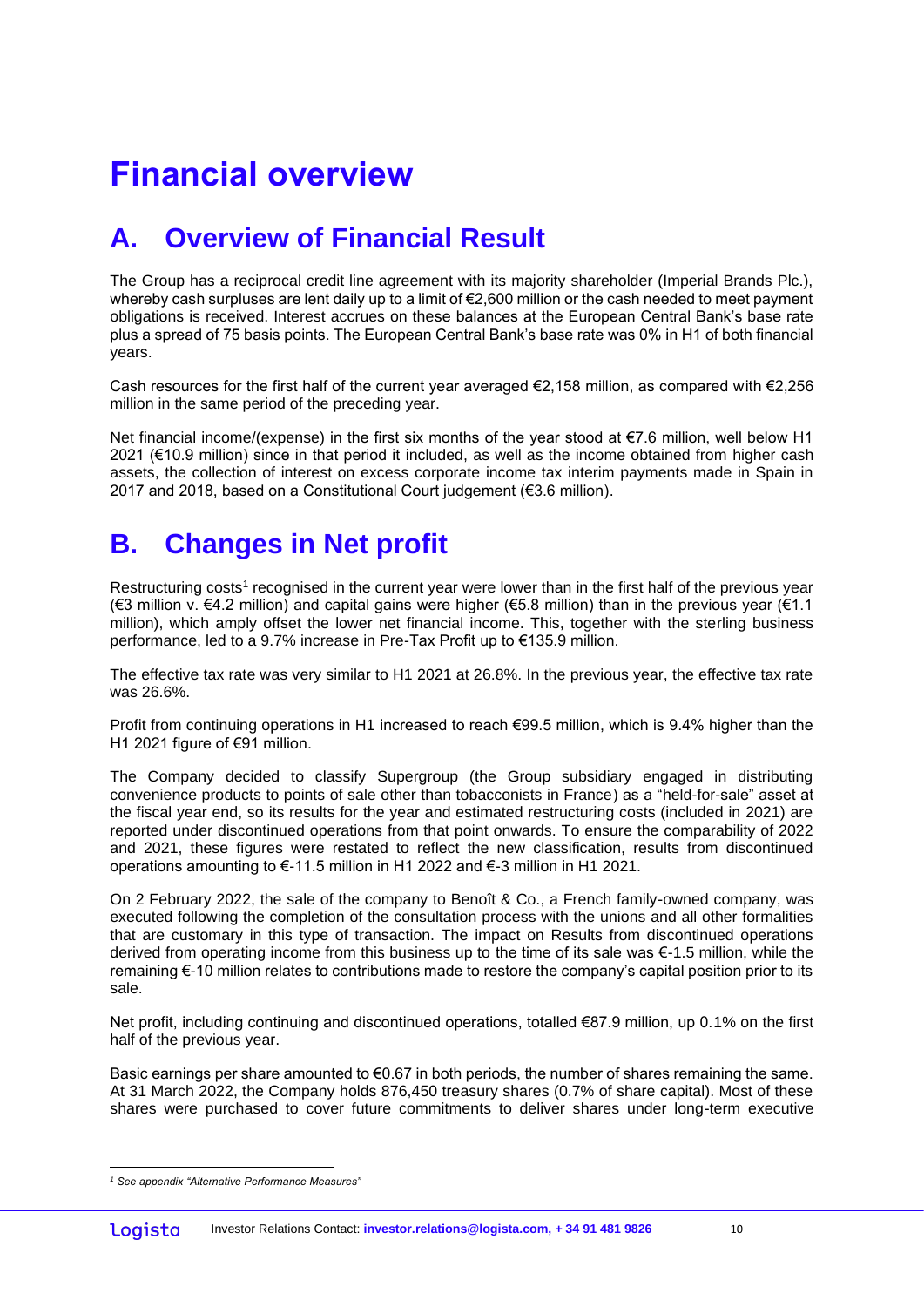# Financial overview

## A. Overview of Financial Result

The Group has a reciprocal credit line agreement with its majority shareholder (Imperial Brands Plc.), whereby cash surpluses are lent daily up to a limit of €2,600 million or the cash needed to meet payment obligations is received. Interest accrues on these balances at the European Central Bank's base rate plus a spread of 75 basis points. The European Central Bank's base rate was 0% in H1 of both financial years.

Cash resources for the first half of the current year averaged €2,158 million, as compared with €2,256 million in the same period of the preceding year.

Net financial income/(expense) in the first six months of the year stood at €7.6 million, well below H1 2021 (€10.9 million) since in that period it included, as well as the income obtained from higher cash assets, the collection of interest on excess corporate income tax interim payments made in Spain in 2017 and 2018, based on a Constitutional Court judgement (€3.6 million).

## B. Changes in Net profit

Restructuring costs[1] recognised in the current year were lower than in the first half of the previous year (€3 million v. €4.2 million) and capital gains were higher (€5.8 million) than in the previous year (€1.1 million), which amply offset the lower net financial income. This, together with the sterling business performance, led to a 9.7% increase in Pre-Tax Profit up to €135.9 million.

The effective tax rate was very similar to H1 2021 at 26.8%. In the previous year, the effective tax rate was 26.6%.

Profit from continuing operations in H1 increased to reach €99.5 million, which is 9.4% higher than the H1 2021 figure of €91 million.

The Company decided to classify Supergroup (the Group subsidiary engaged in distributing convenience products to points of sale other than tobacconists in France) as a "held-for-sale" asset at the fiscal year end, so its results for the year and estimated restructuring costs (included in 2021) are reported under discontinued operations from that point onwards. To ensure the comparability of 2022 and 2021, these figures were restated to reflect the new classification, results from discontinued operations amounting to €-11.5 million in H1 2022 and €-3 million in H1 2021.

On 2 February 2022, the sale of the company to Benoît & Co., a French family-owned company, was executed following the completion of the consultation process with the unions and all other formalities that are customary in this type of transaction. The impact on Results from discontinued operations derived from operating income from this business up to the time of its sale was €-1.5 million, while the remaining €-10 million relates to contributions made to restore the company's capital position prior to its sale.

Net profit, including continuing and discontinued operations, totalled €87.9 million, up 0.1% on the first half of the previous year.

Basic earnings per share amounted to €0.67 in both periods, the number of shares remaining the same. At 31 March 2022, the Company holds 876,450 treasury shares (0.7% of share capital). Most of these shares were purchased to cover future commitments to deliver shares under long-term executive

[1] *See appendix "Alternative Performance Measures"*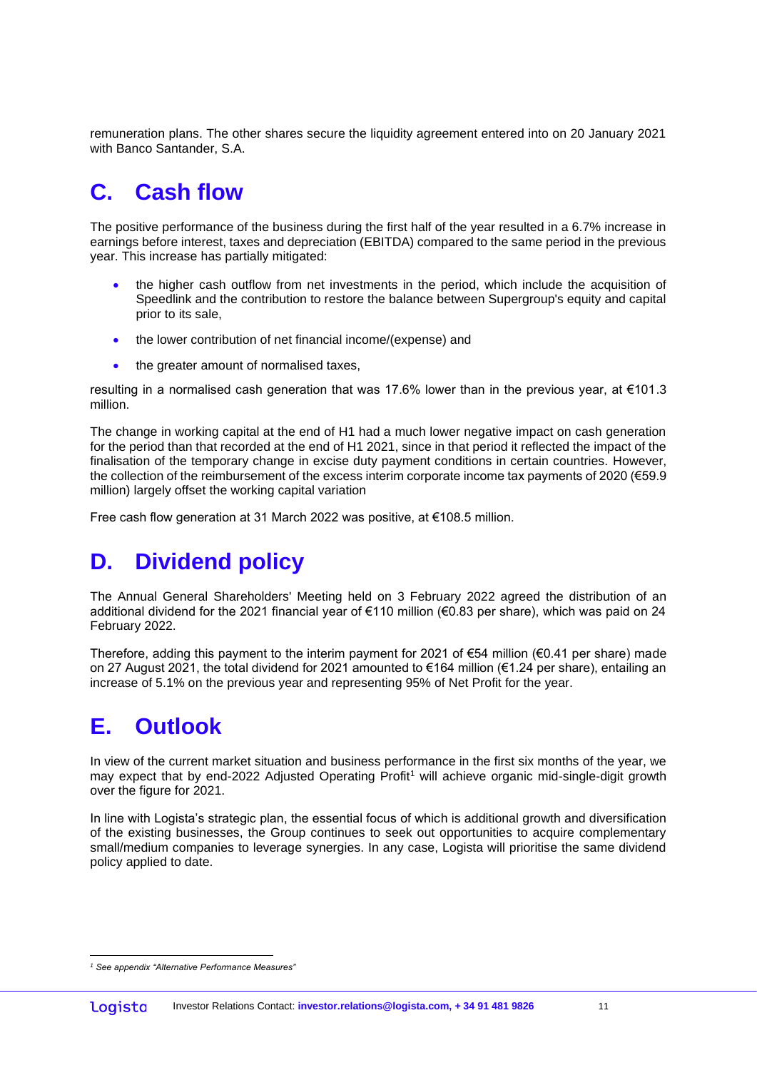remuneration plans. The other shares secure the liquidity agreement entered into on 20 January 2021 with Banco Santander, S.A.

## C. Cash flow

The positive performance of the business during the first half of the year resulted in a 6.7% increase in earnings before interest, taxes and depreciation (EBITDA) compared to the same period in the previous year. This increase has partially mitigated:

- the higher cash outflow from net investments in the period, which include the acquisition of Speedlink and the contribution to restore the balance between Supergroup's equity and capital prior to its sale,
- the lower contribution of net financial income/(expense) and
- the greater amount of normalised taxes,

resulting in a normalised cash generation that was 17.6% lower than in the previous year, at €101.3 million.

The change in working capital at the end of H1 had a much lower negative impact on cash generation for the period than that recorded at the end of H1 2021, since in that period it reflected the impact of the finalisation of the temporary change in excise duty payment conditions in certain countries. However, the collection of the reimbursement of the excess interim corporate income tax payments of 2020 (€59.9 million) largely offset the working capital variation

Free cash flow generation at 31 March 2022 was positive, at €108.5 million.

## D. Dividend policy

The Annual General Shareholders' Meeting held on 3 February 2022 agreed the distribution of an additional dividend for the 2021 financial year of €110 million (€0.83 per share), which was paid on 24 February 2022.

Therefore, adding this payment to the interim payment for 2021 of €54 million (€0.41 per share) made on 27 August 2021, the total dividend for 2021 amounted to €164 million (€1.24 per share), entailing an increase of 5.1% on the previous year and representing 95% of Net Profit for the year.

## E. Outlook

In view of the current market situation and business performance in the first six months of the year, we may expect that by end-2022 Adjusted Operating Profit[1] will achieve organic mid-single-digit growth over the figure for 2021.

In line with Logista's strategic plan, the essential focus of which is additional growth and diversification of the existing businesses, the Group continues to seek out opportunities to acquire complementary small/medium companies to leverage synergies. In any case, Logista will prioritise the same dividend policy applied to date.

---

[1] *See appendix "Alternative Performance Measures"*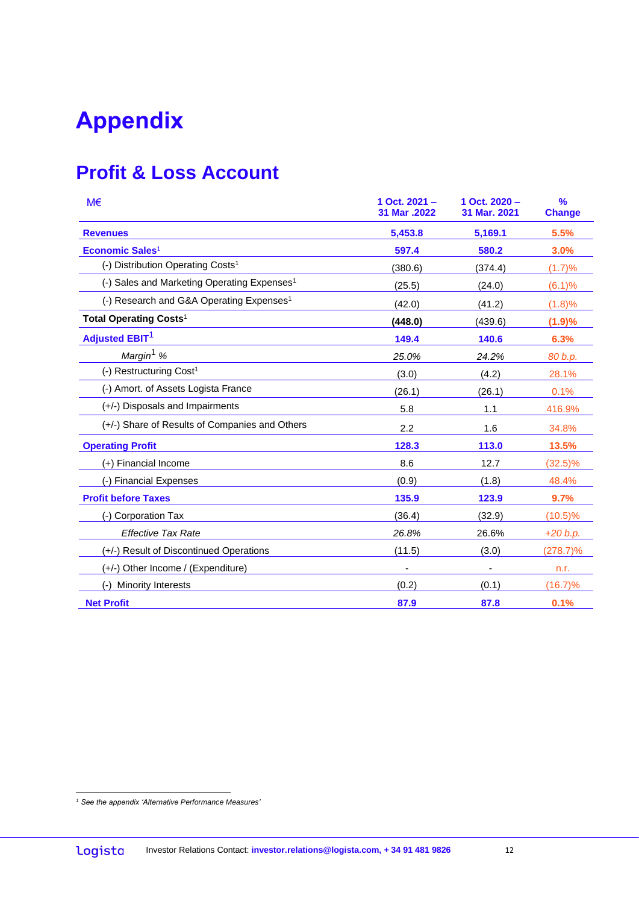# Appendix

## Profit & Loss Account

| M€ | 1 Oct. 2021 – 31 Mar .2022 | 1 Oct. 2020 – 31 Mar. 2021 | % Change |
|---|---|---|---|
| **Revenues** | **5,453.8** | **5,169.1** | **5.5%** |
| **Economic Sales**[1] | **597.4** | **580.2** | **3.0%** |
| (-) Distribution Operating Costs[1] | (380.6) | (374.4) | (1.7)% |
| (-) Sales and Marketing Operating Expenses[1] | (25.5) | (24.0) | (6.1)% |
| (-) Research and G&A Operating Expenses[1] | (42.0) | (41.2) | (1.8)% |
| **Total Operating Costs**[1] | **(448.0)** | (439.6) | **(1.9)%** |
| **Adjusted EBIT**[1] | **149.4** | **140.6** | **6.3%** |
| *Margin[1] %* | *25.0%* | *24.2%* | *80 b.p.* |
| (-) Restructuring Cost[1] | (3.0) | (4.2) | 28.1% |
| (-) Amort. of Assets Logista France | (26.1) | (26.1) | 0.1% |
| (+/-) Disposals and Impairments | 5.8 | 1.1 | 416.9% |
| (+/-) Share of Results of Companies and Others | 2.2 | 1.6 | 34.8% |
| **Operating Profit** | **128.3** | **113.0** | **13.5%** |
| (+) Financial Income | 8.6 | 12.7 | (32.5)% |
| (-) Financial Expenses | (0.9) | (1.8) | 48.4% |
| **Profit before Taxes** | **135.9** | **123.9** | **9.7%** |
| (-) Corporation Tax | (36.4) | (32.9) | (10.5)% |
| *Effective Tax Rate* | *26.8%* | 26.6% | *+20 b.p.* |
| (+/-) Result of Discontinued Operations | (11.5) | (3.0) | (278.7)% |
| (+/-) Other Income / (Expenditure) | - | - | n.r. |
| (-) Minority Interests | (0.2) | (0.1) | (16.7)% |
| **Net Profit** | **87.9** | **87.8** | **0.1%** |

[1] *See the appendix 'Alternative Performance Measures'*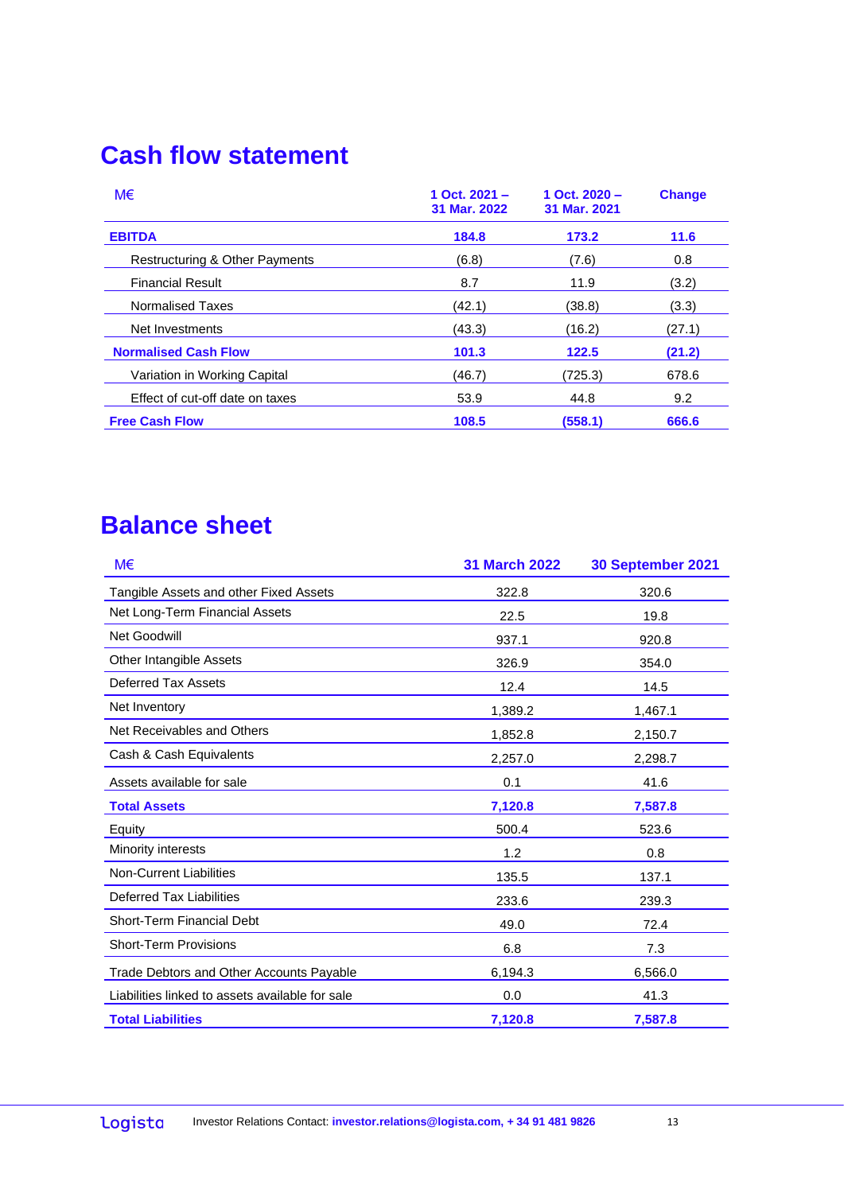# Cash flow statement

| M€ | 1 Oct. 2021 – 31 Mar. 2022 | 1 Oct. 2020 – 31 Mar. 2021 | Change |
|---|---|---|---|
| **EBITDA** | **184.8** | **173.2** | **11.6** |
| Restructuring & Other Payments | (6.8) | (7.6) | 0.8 |
| Financial Result | 8.7 | 11.9 | (3.2) |
| Normalised Taxes | (42.1) | (38.8) | (3.3) |
| Net Investments | (43.3) | (16.2) | (27.1) |
| **Normalised Cash Flow** | **101.3** | **122.5** | **(21.2)** |
| Variation in Working Capital | (46.7) | (725.3) | 678.6 |
| Effect of cut-off date on taxes | 53.9 | 44.8 | 9.2 |
| **Free Cash Flow** | **108.5** | **(558.1)** | **666.6** |

# Balance sheet

| M€ | 31 March 2022 | 30 September 2021 |
|---|---|---|
| Tangible Assets and other Fixed Assets | 322.8 | 320.6 |
| Net Long-Term Financial Assets | 22.5 | 19.8 |
| Net Goodwill | 937.1 | 920.8 |
| Other Intangible Assets | 326.9 | 354.0 |
| Deferred Tax Assets | 12.4 | 14.5 |
| Net Inventory | 1,389.2 | 1,467.1 |
| Net Receivables and Others | 1,852.8 | 2,150.7 |
| Cash & Cash Equivalents | 2,257.0 | 2,298.7 |
| Assets available for sale | 0.1 | 41.6 |
| **Total Assets** | **7,120.8** | **7,587.8** |
| Equity | 500.4 | 523.6 |
| Minority interests | 1.2 | 0.8 |
| Non-Current Liabilities | 135.5 | 137.1 |
| Deferred Tax Liabilities | 233.6 | 239.3 |
| Short-Term Financial Debt | 49.0 | 72.4 |
| Short-Term Provisions | 6.8 | 7.3 |
| Trade Debtors and Other Accounts Payable | 6,194.3 | 6,566.0 |
| Liabilities linked to assets available for sale | 0.0 | 41.3 |
| **Total Liabilities** | **7,120.8** | **7,587.8** |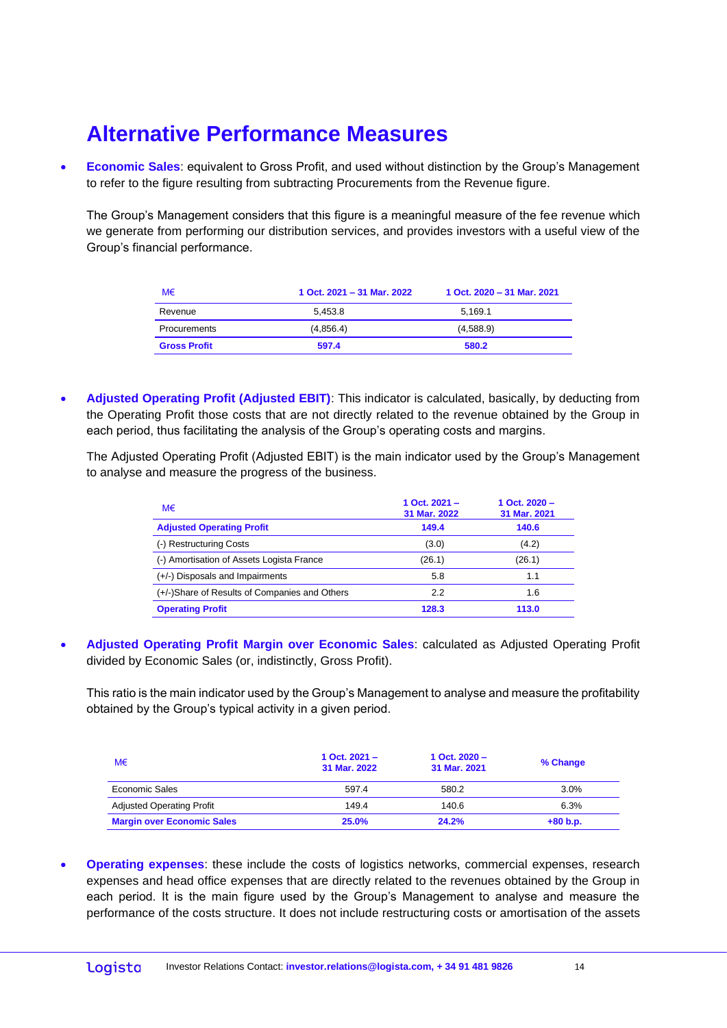# Alternative Performance Measures

- **Economic Sales**: equivalent to Gross Profit, and used without distinction by the Group's Management to refer to the figure resulting from subtracting Procurements from the Revenue figure.

  The Group's Management considers that this figure is a meaningful measure of the fee revenue which we generate from performing our distribution services, and provides investors with a useful view of the Group's financial performance.

| M€ | 1 Oct. 2021 – 31 Mar. 2022 | 1 Oct. 2020 – 31 Mar. 2021 |
|---|---|---|
| Revenue | 5,453.8 | 5,169.1 |
| Procurements | (4,856.4) | (4,588.9) |
| **Gross Profit** | **597.4** | **580.2** |

- **Adjusted Operating Profit (Adjusted EBIT)**: This indicator is calculated, basically, by deducting from the Operating Profit those costs that are not directly related to the revenue obtained by the Group in each period, thus facilitating the analysis of the Group's operating costs and margins.

  The Adjusted Operating Profit (Adjusted EBIT) is the main indicator used by the Group's Management to analyse and measure the progress of the business.

| M€ | 1 Oct. 2021 – 31 Mar. 2022 | 1 Oct. 2020 – 31 Mar. 2021 |
|---|---|---|
| **Adjusted Operating Profit** | **149.4** | **140.6** |
| (-) Restructuring Costs | (3.0) | (4.2) |
| (-) Amortisation of Assets Logista France | (26.1) | (26.1) |
| (+/-) Disposals and Impairments | 5.8 | 1.1 |
| (+/-)Share of Results of Companies and Others | 2.2 | 1.6 |
| **Operating Profit** | **128.3** | **113.0** |

- **Adjusted Operating Profit Margin over Economic Sales**: calculated as Adjusted Operating Profit divided by Economic Sales (or, indistinctly, Gross Profit).

  This ratio is the main indicator used by the Group's Management to analyse and measure the profitability obtained by the Group's typical activity in a given period.

| M€ | 1 Oct. 2021 – 31 Mar. 2022 | 1 Oct. 2020 – 31 Mar. 2021 | % Change |
|---|---|---|---|
| Economic Sales | 597.4 | 580.2 | 3.0% |
| Adjusted Operating Profit | 149.4 | 140.6 | 6.3% |
| **Margin over Economic Sales** | **25.0%** | **24.2%** | **+80 b.p.** |

- **Operating expenses**: these include the costs of logistics networks, commercial expenses, research expenses and head office expenses that are directly related to the revenues obtained by the Group in each period. It is the main figure used by the Group's Management to analyse and measure the performance of the costs structure. It does not include restructuring costs or amortisation of the assets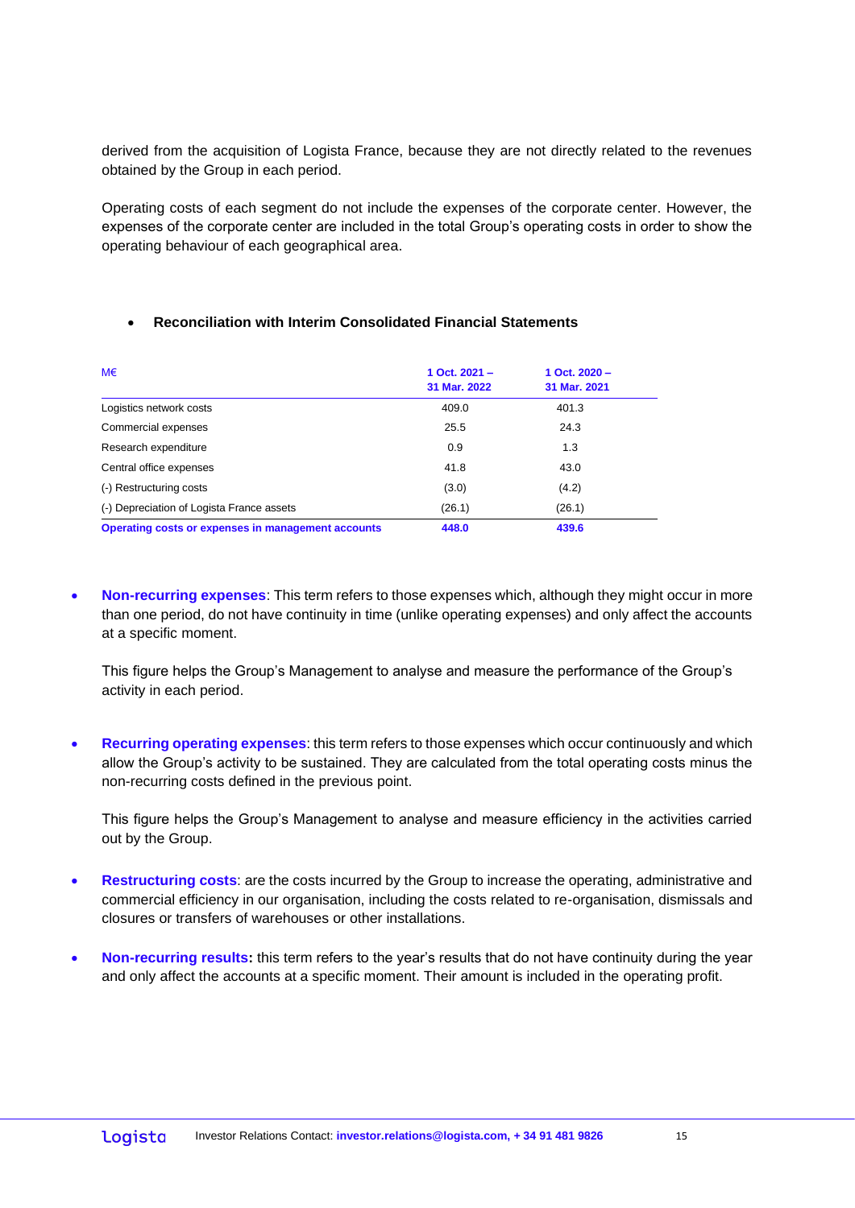derived from the acquisition of Logista France, because they are not directly related to the revenues obtained by the Group in each period.

Operating costs of each segment do not include the expenses of the corporate center. However, the expenses of the corporate center are included in the total Group's operating costs in order to show the operating behaviour of each geographical area.

- **Reconciliation with Interim Consolidated Financial Statements**

| M€ | 1 Oct. 2021 – 31 Mar. 2022 | 1 Oct. 2020 – 31 Mar. 2021 |
|---|---|---|
| Logistics network costs | 409.0 | 401.3 |
| Commercial expenses | 25.5 | 24.3 |
| Research expenditure | 0.9 | 1.3 |
| Central office expenses | 41.8 | 43.0 |
| (-) Restructuring costs | (3.0) | (4.2) |
| (-) Depreciation of Logista France assets | (26.1) | (26.1) |
| **Operating costs or expenses in management accounts** | **448.0** | **439.6** |

- **Non-recurring expenses**: This term refers to those expenses which, although they might occur in more than one period, do not have continuity in time (unlike operating expenses) and only affect the accounts at a specific moment.

  This figure helps the Group's Management to analyse and measure the performance of the Group's activity in each period.

- **Recurring operating expenses**: this term refers to those expenses which occur continuously and which allow the Group's activity to be sustained. They are calculated from the total operating costs minus the non-recurring costs defined in the previous point.

  This figure helps the Group's Management to analyse and measure efficiency in the activities carried out by the Group.

- **Restructuring costs**: are the costs incurred by the Group to increase the operating, administrative and commercial efficiency in our organisation, including the costs related to re-organisation, dismissals and closures or transfers of warehouses or other installations.

- **Non-recurring results:** this term refers to the year's results that do not have continuity during the year and only affect the accounts at a specific moment. Their amount is included in the operating profit.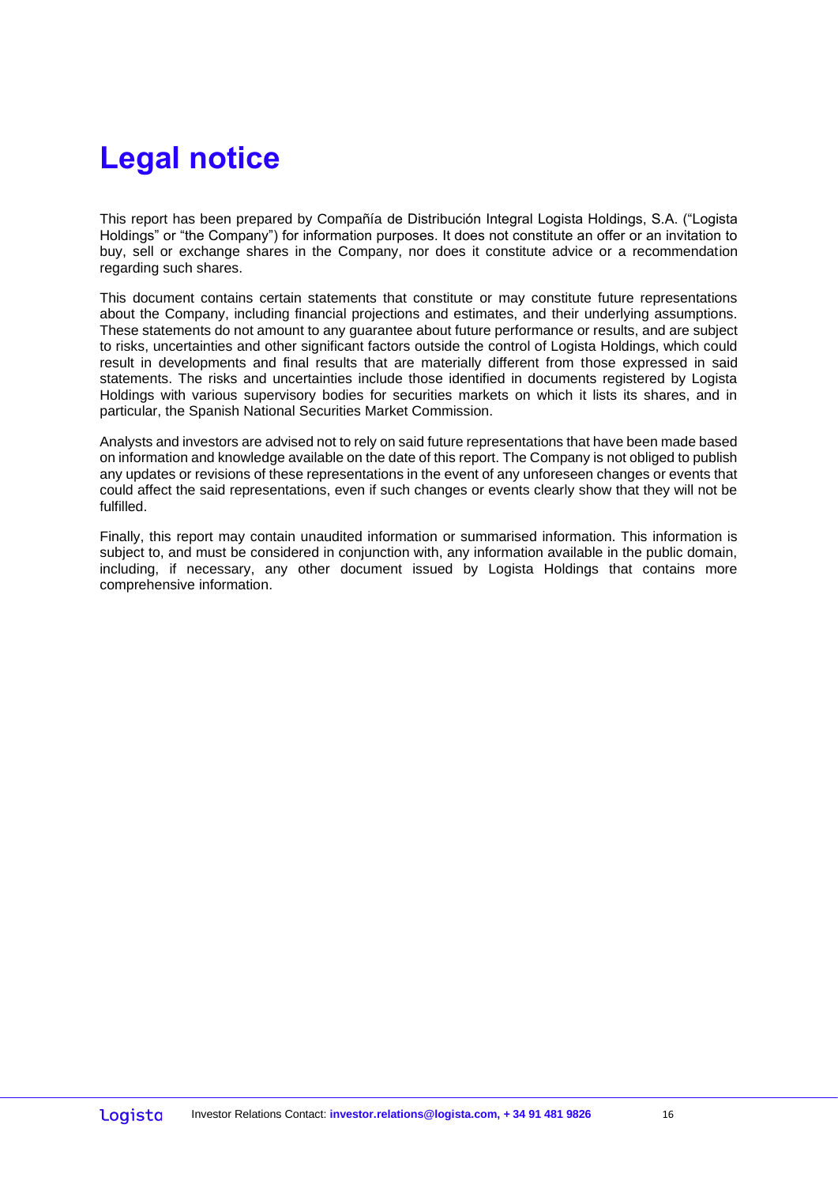# Legal notice

This report has been prepared by Compañía de Distribución Integral Logista Holdings, S.A. ("Logista Holdings" or "the Company") for information purposes. It does not constitute an offer or an invitation to buy, sell or exchange shares in the Company, nor does it constitute advice or a recommendation regarding such shares.

This document contains certain statements that constitute or may constitute future representations about the Company, including financial projections and estimates, and their underlying assumptions. These statements do not amount to any guarantee about future performance or results, and are subject to risks, uncertainties and other significant factors outside the control of Logista Holdings, which could result in developments and final results that are materially different from those expressed in said statements. The risks and uncertainties include those identified in documents registered by Logista Holdings with various supervisory bodies for securities markets on which it lists its shares, and in particular, the Spanish National Securities Market Commission.

Analysts and investors are advised not to rely on said future representations that have been made based on information and knowledge available on the date of this report. The Company is not obliged to publish any updates or revisions of these representations in the event of any unforeseen changes or events that could affect the said representations, even if such changes or events clearly show that they will not be fulfilled.

Finally, this report may contain unaudited information or summarised information. This information is subject to, and must be considered in conjunction with, any information available in the public domain, including, if necessary, any other document issued by Logista Holdings that contains more comprehensive information.